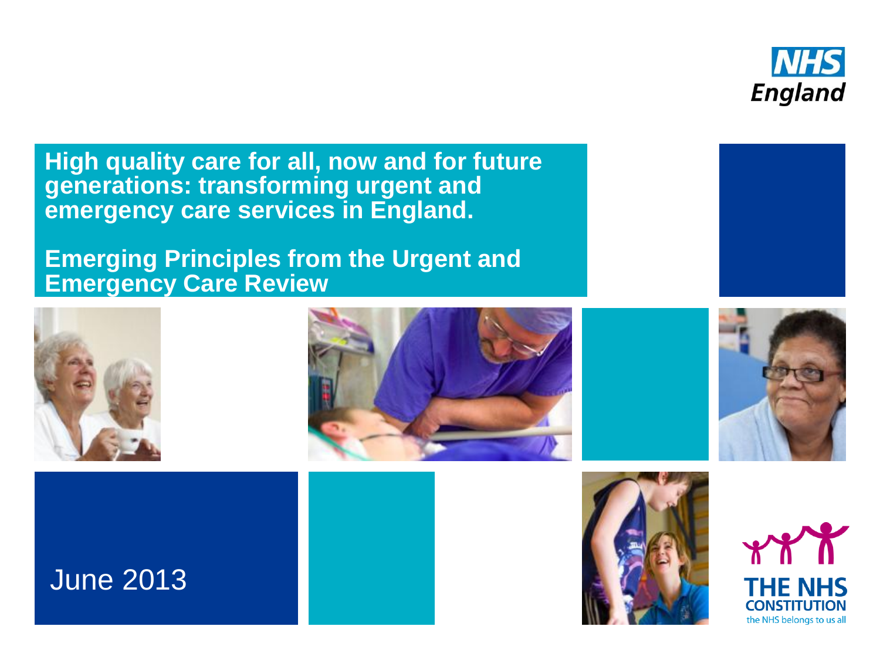NHS England

# High quality care for all, now and for future generations: transforming urgent and emergency care services in England.

## Emerging Principles from the Urgent and Emergency Care Review

June 2013

THE NHS CONSTITUTION
the NHS belongs to us all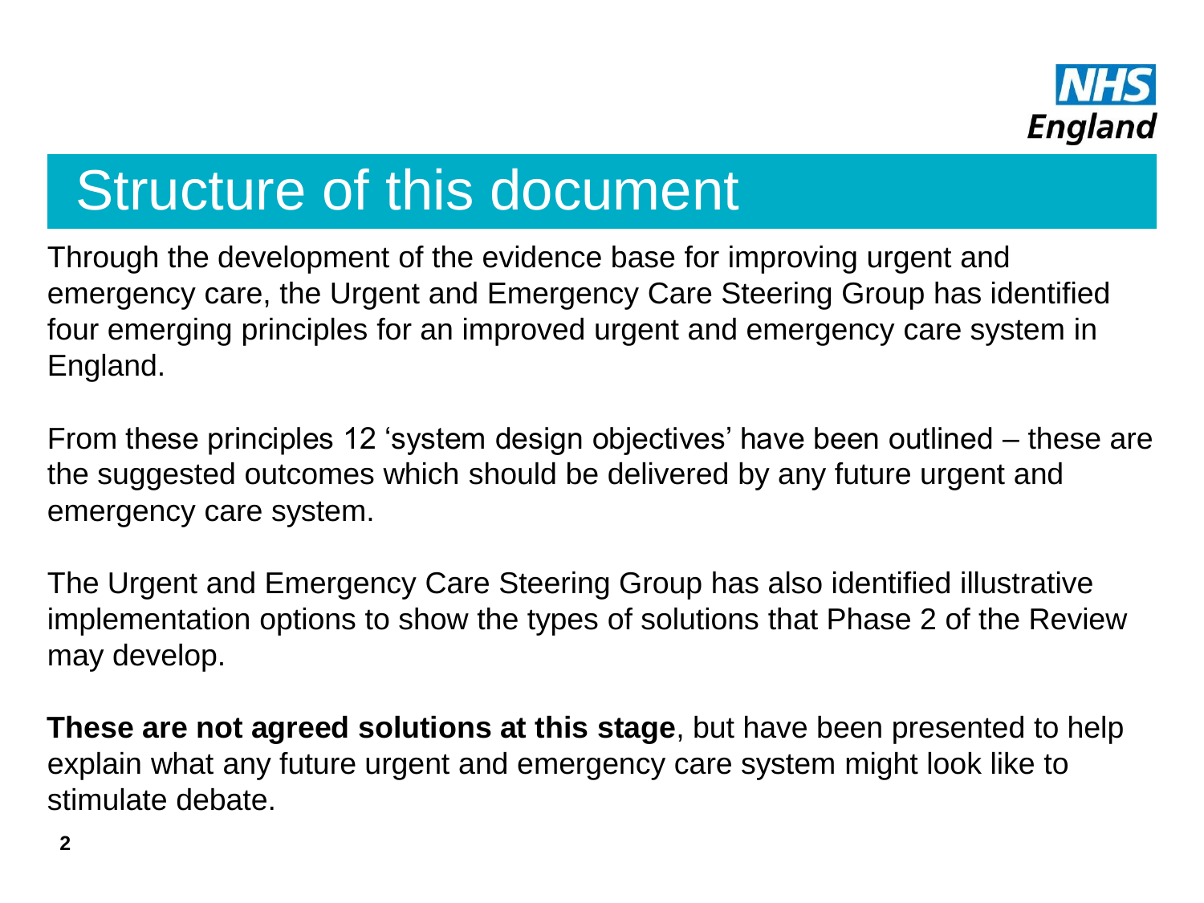# Structure of this document

Through the development of the evidence base for improving urgent and emergency care, the Urgent and Emergency Care Steering Group has identified four emerging principles for an improved urgent and emergency care system in England.

From these principles 12 'system design objectives' have been outlined – these are the suggested outcomes which should be delivered by any future urgent and emergency care system.

The Urgent and Emergency Care Steering Group has also identified illustrative implementation options to show the types of solutions that Phase 2 of the Review may develop.

**These are not agreed solutions at this stage**, but have been presented to help explain what any future urgent and emergency care system might look like to stimulate debate.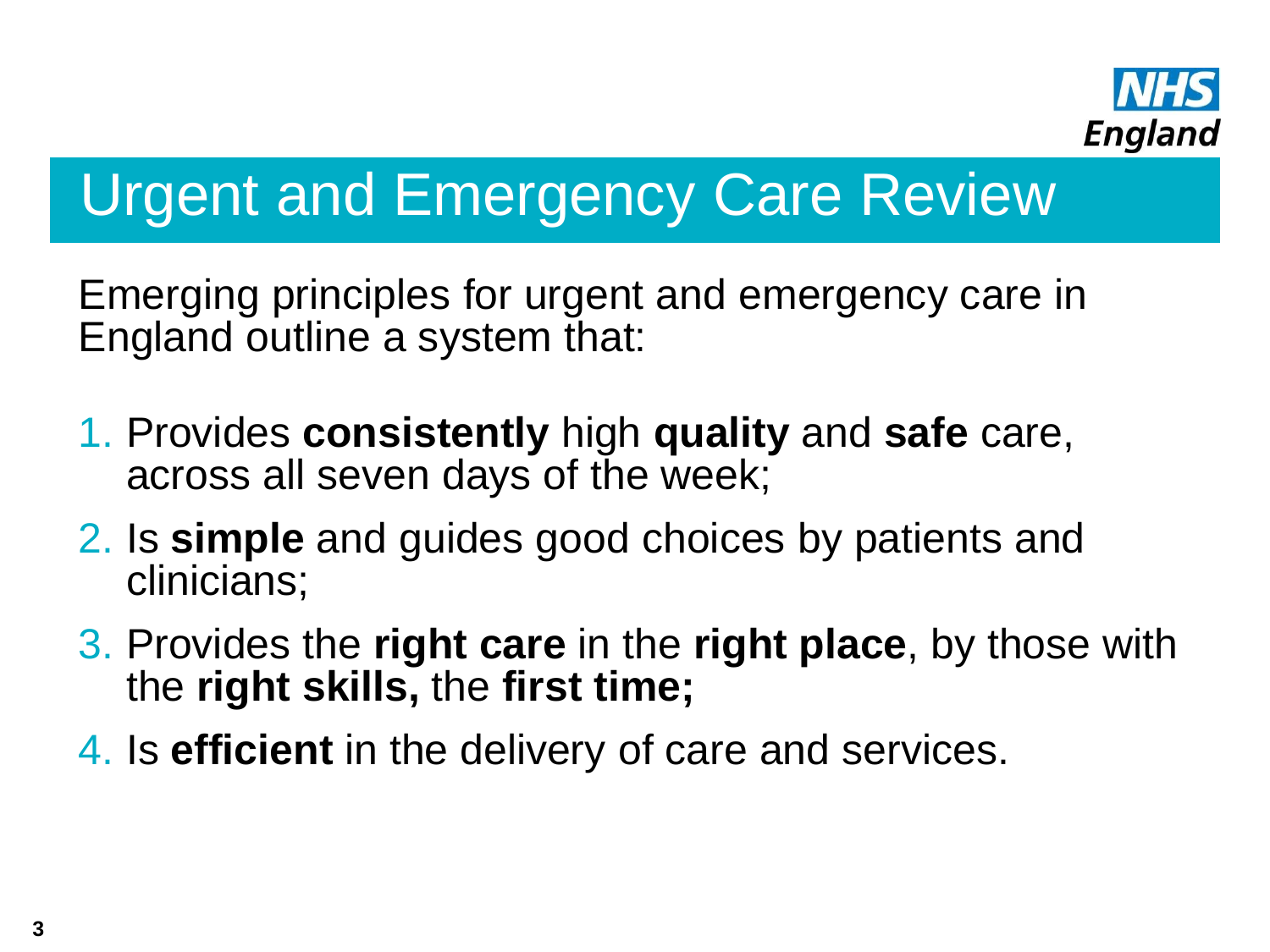# Urgent and Emergency Care Review

Emerging principles for urgent and emergency care in England outline a system that:

1. Provides **consistently** high **quality** and **safe** care, across all seven days of the week;
2. Is **simple** and guides good choices by patients and clinicians;
3. Provides the **right care** in the **right place**, by those with the **right skills,** the **first time;**
4. Is **efficient** in the delivery of care and services.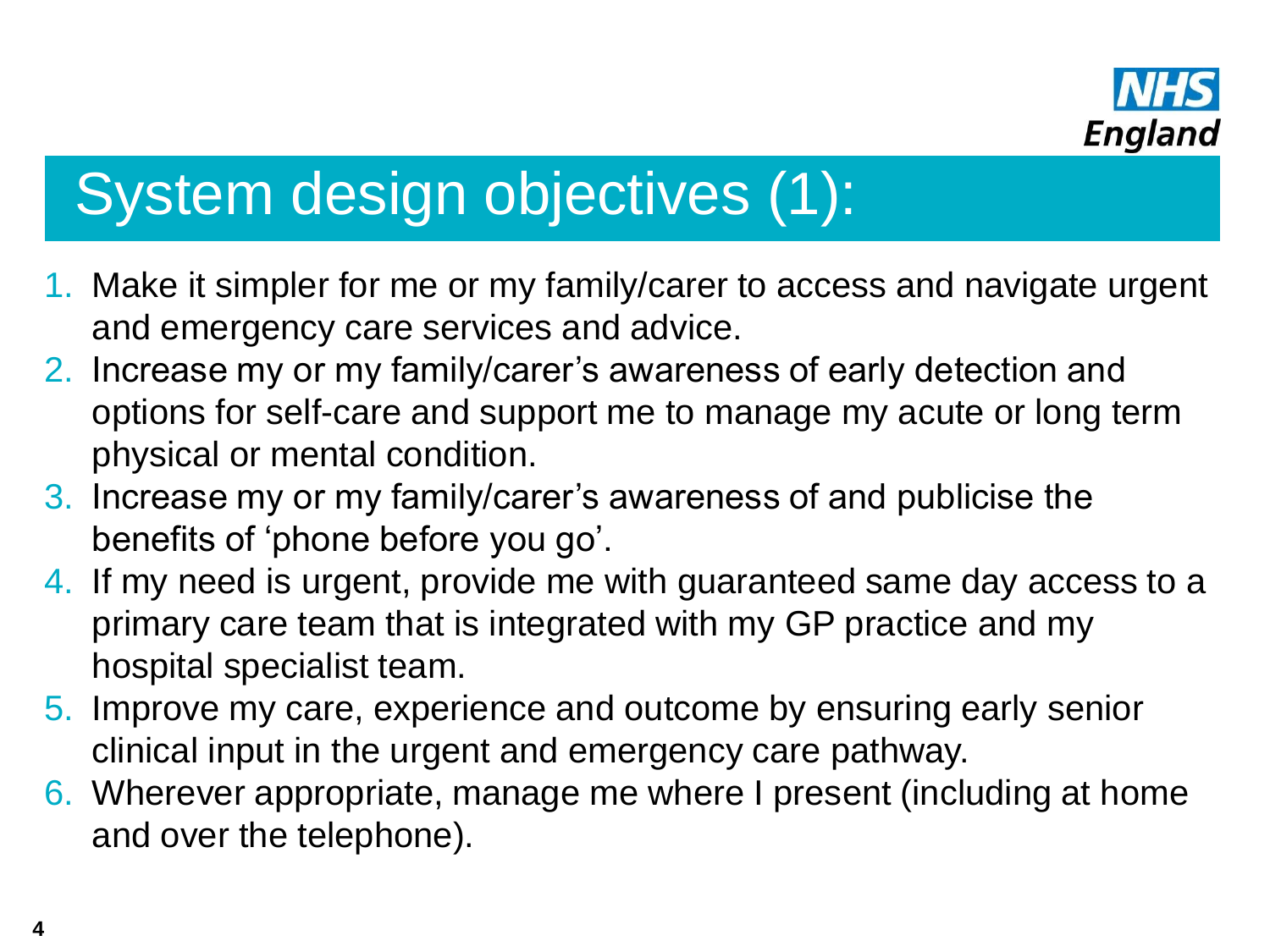# System design objectives (1):

1. Make it simpler for me or my family/carer to access and navigate urgent and emergency care services and advice.
2. Increase my or my family/carer's awareness of early detection and options for self-care and support me to manage my acute or long term physical or mental condition.
3. Increase my or my family/carer's awareness of and publicise the benefits of 'phone before you go'.
4. If my need is urgent, provide me with guaranteed same day access to a primary care team that is integrated with my GP practice and my hospital specialist team.
5. Improve my care, experience and outcome by ensuring early senior clinical input in the urgent and emergency care pathway.
6. Wherever appropriate, manage me where I present (including at home and over the telephone).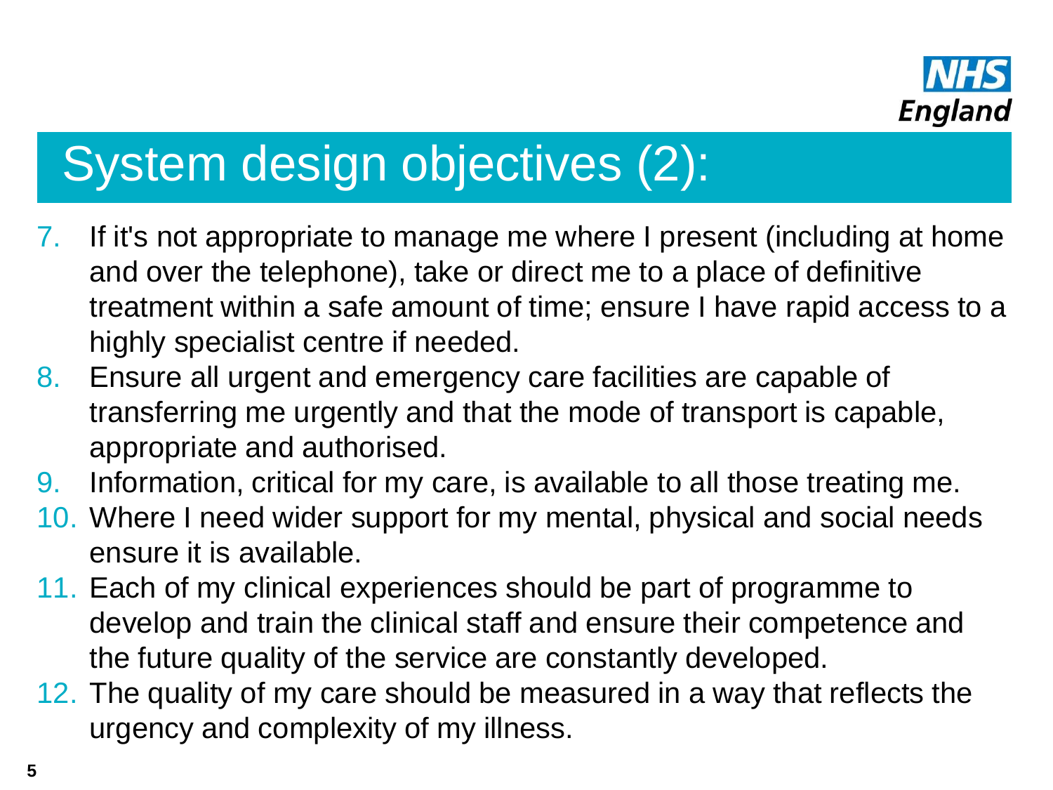# System design objectives (2):

7. If it's not appropriate to manage me where I present (including at home and over the telephone), take or direct me to a place of definitive treatment within a safe amount of time; ensure I have rapid access to a highly specialist centre if needed.
8. Ensure all urgent and emergency care facilities are capable of transferring me urgently and that the mode of transport is capable, appropriate and authorised.
9. Information, critical for my care, is available to all those treating me.
10. Where I need wider support for my mental, physical and social needs ensure it is available.
11. Each of my clinical experiences should be part of programme to develop and train the clinical staff and ensure their competence and the future quality of the service are constantly developed.
12. The quality of my care should be measured in a way that reflects the urgency and complexity of my illness.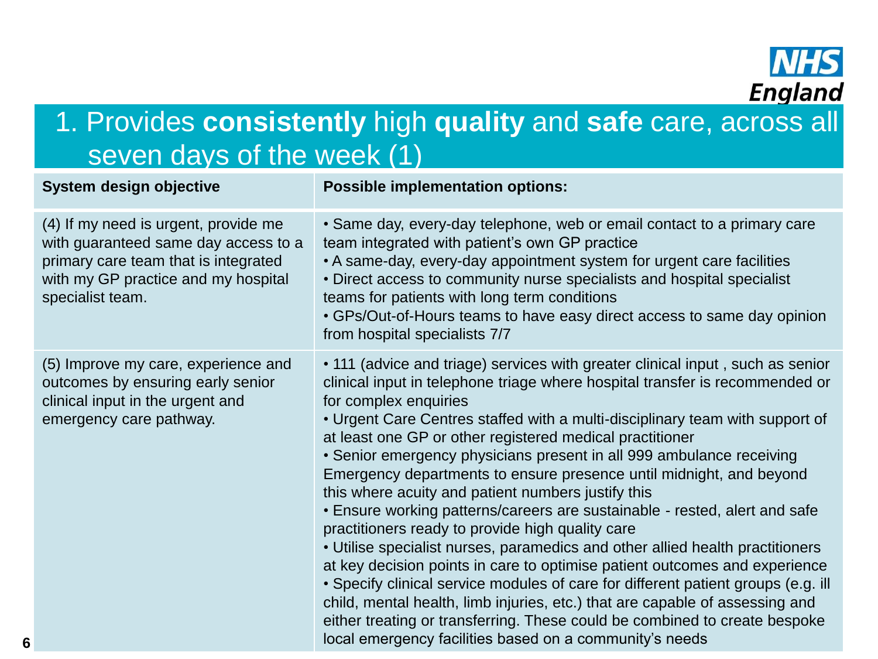# 1. Provides **consistently** high **quality** and **safe** care, across all seven days of the week (1)

| **System design objective** | **Possible implementation options:** |
|---|---|
| (4) If my need is urgent, provide me with guaranteed same day access to a primary care team that is integrated with my GP practice and my hospital specialist team. | • Same day, every-day telephone, web or email contact to a primary care team integrated with patient's own GP practice<br>• A same-day, every-day appointment system for urgent care facilities<br>• Direct access to community nurse specialists and hospital specialist teams for patients with long term conditions<br>• GPs/Out-of-Hours teams to have easy direct access to same day opinion from hospital specialists 7/7 |
| (5) Improve my care, experience and outcomes by ensuring early senior clinical input in the urgent and emergency care pathway. | • 111 (advice and triage) services with greater clinical input , such as senior clinical input in telephone triage where hospital transfer is recommended or for complex enquiries<br>• Urgent Care Centres staffed with a multi-disciplinary team with support of at least one GP or other registered medical practitioner<br>• Senior emergency physicians present in all 999 ambulance receiving Emergency departments to ensure presence until midnight, and beyond this where acuity and patient numbers justify this<br>• Ensure working patterns/careers are sustainable - rested, alert and safe practitioners ready to provide high quality care<br>• Utilise specialist nurses, paramedics and other allied health practitioners at key decision points in care to optimise patient outcomes and experience<br>• Specify clinical service modules of care for different patient groups (e.g. ill child, mental health, limb injuries, etc.) that are capable of assessing and either treating or transferring. These could be combined to create bespoke local emergency facilities based on a community's needs |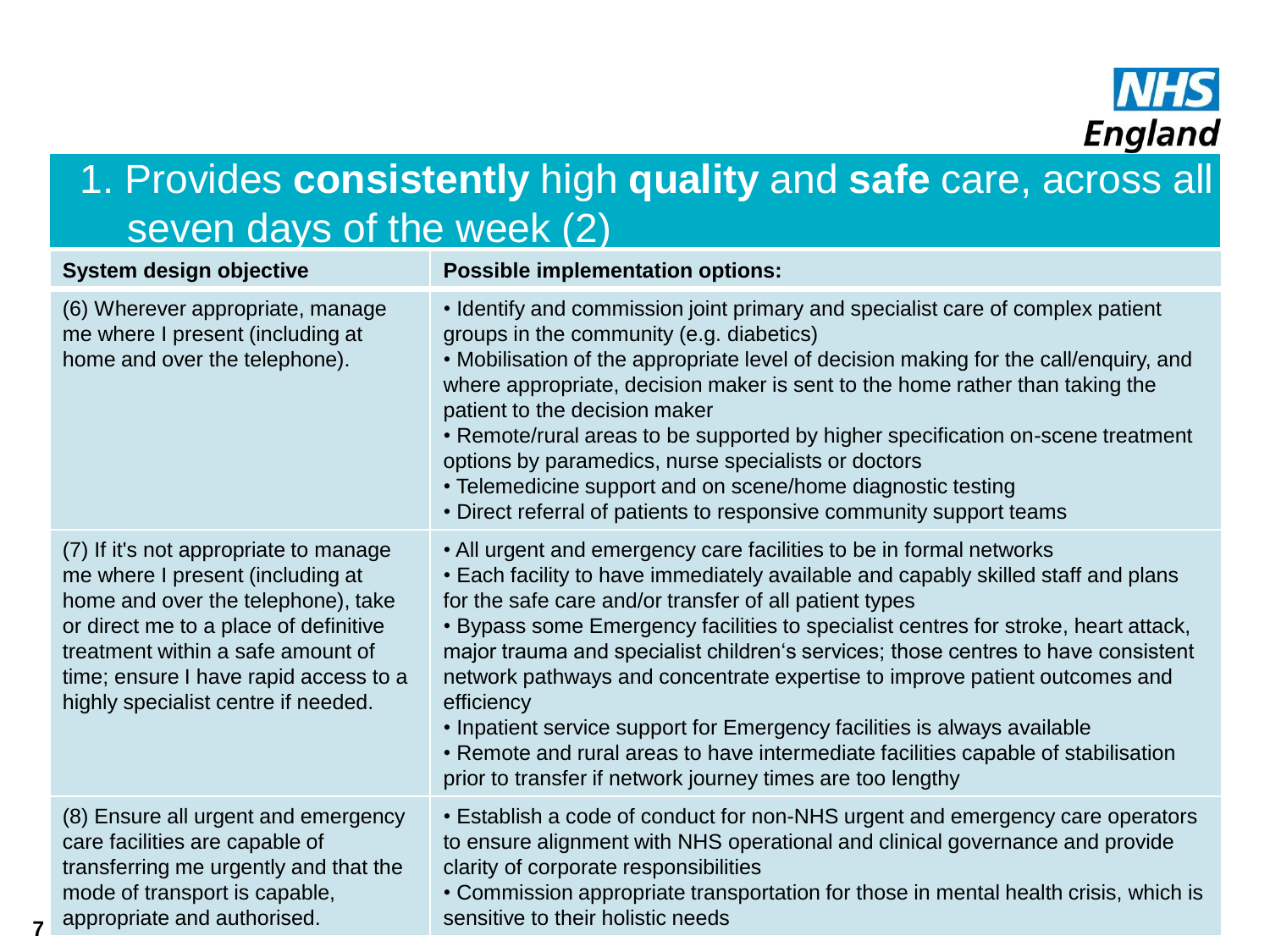# 1. Provides **consistently** high **quality** and **safe** care, across all seven days of the week (2)

| System design objective | Possible implementation options: |
|---|---|
| (6) Wherever appropriate, manage me where I present (including at home and over the telephone). | • Identify and commission joint primary and specialist care of complex patient groups in the community (e.g. diabetics)<br>• Mobilisation of the appropriate level of decision making for the call/enquiry, and where appropriate, decision maker is sent to the home rather than taking the patient to the decision maker<br>• Remote/rural areas to be supported by higher specification on-scene treatment options by paramedics, nurse specialists or doctors<br>• Telemedicine support and on scene/home diagnostic testing<br>• Direct referral of patients to responsive community support teams |
| (7) If it's not appropriate to manage me where I present (including at home and over the telephone), take or direct me to a place of definitive treatment within a safe amount of time; ensure I have rapid access to a highly specialist centre if needed. | • All urgent and emergency care facilities to be in formal networks<br>• Each facility to have immediately available and capably skilled staff and plans for the safe care and/or transfer of all patient types<br>• Bypass some Emergency facilities to specialist centres for stroke, heart attack, major trauma and specialist children's services; those centres to have consistent network pathways and concentrate expertise to improve patient outcomes and efficiency<br>• Inpatient service support for Emergency facilities is always available<br>• Remote and rural areas to have intermediate facilities capable of stabilisation prior to transfer if network journey times are too lengthy |
| (8) Ensure all urgent and emergency care facilities are capable of transferring me urgently and that the mode of transport is capable, appropriate and authorised. | • Establish a code of conduct for non-NHS urgent and emergency care operators to ensure alignment with NHS operational and clinical governance and provide clarity of corporate responsibilities<br>• Commission appropriate transportation for those in mental health crisis, which is sensitive to their holistic needs |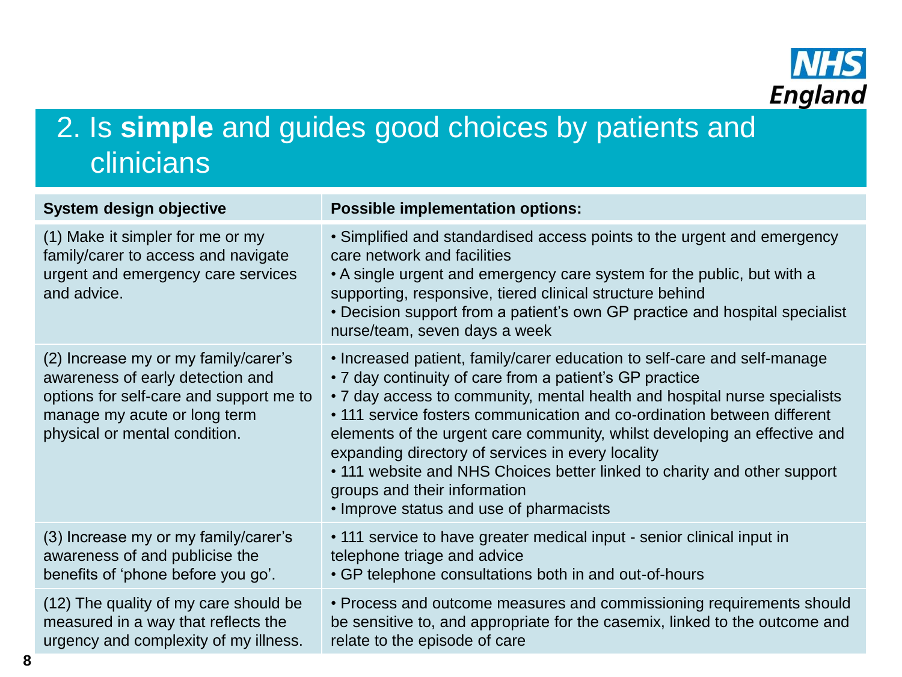## 2. Is **simple** and guides good choices by patients and clinicians

| System design objective | Possible implementation options: |
|---|---|
| (1) Make it simpler for me or my family/carer to access and navigate urgent and emergency care services and advice. | • Simplified and standardised access points to the urgent and emergency care network and facilities<br>• A single urgent and emergency care system for the public, but with a supporting, responsive, tiered clinical structure behind<br>• Decision support from a patient's own GP practice and hospital specialist nurse/team, seven days a week |
| (2) Increase my or my family/carer's awareness of early detection and options for self-care and support me to manage my acute or long term physical or mental condition. | • Increased patient, family/carer education to self-care and self-manage<br>• 7 day continuity of care from a patient's GP practice<br>• 7 day access to community, mental health and hospital nurse specialists<br>• 111 service fosters communication and co-ordination between different elements of the urgent care community, whilst developing an effective and expanding directory of services in every locality<br>• 111 website and NHS Choices better linked to charity and other support groups and their information<br>• Improve status and use of pharmacists |
| (3) Increase my or my family/carer's awareness of and publicise the benefits of 'phone before you go'. | • 111 service to have greater medical input - senior clinical input in telephone triage and advice<br>• GP telephone consultations both in and out-of-hours |
| (12) The quality of my care should be measured in a way that reflects the urgency and complexity of my illness. | • Process and outcome measures and commissioning requirements should be sensitive to, and appropriate for the casemix, linked to the outcome and relate to the episode of care |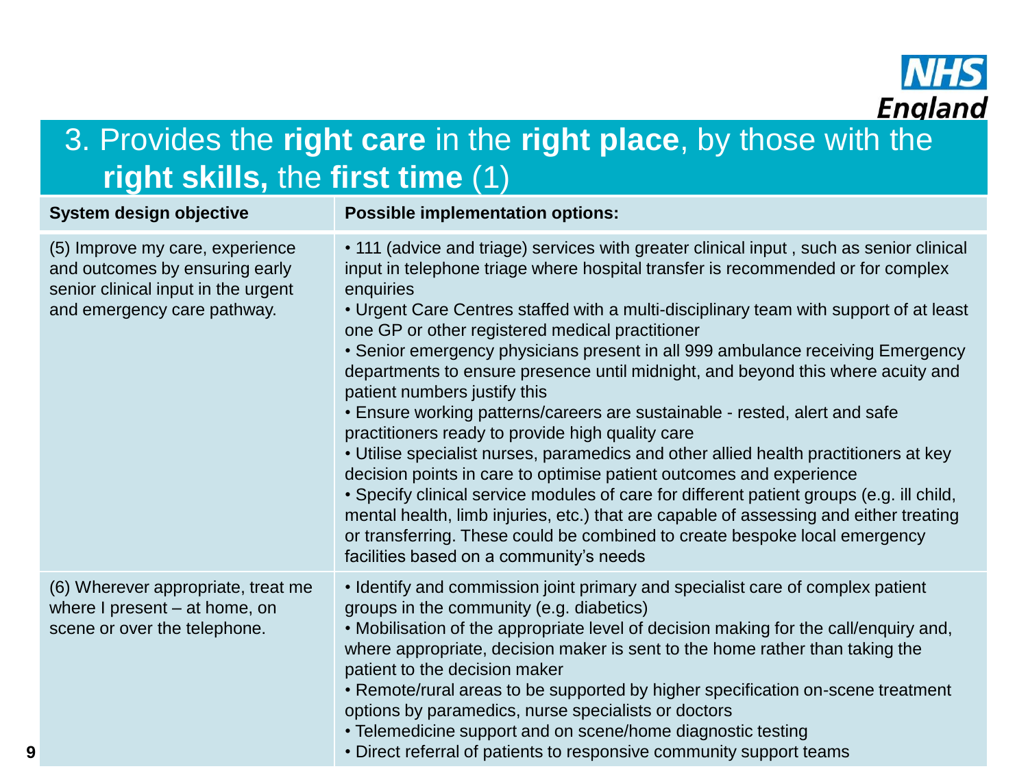# 3. Provides the **right care** in the **right place**, by those with the **right skills,** the **first time** (1)

| System design objective | Possible implementation options: |
| --- | --- |
| (5) Improve my care, experience and outcomes by ensuring early senior clinical input in the urgent and emergency care pathway. | • 111 (advice and triage) services with greater clinical input , such as senior clinical input in telephone triage where hospital transfer is recommended or for complex enquiries<br>• Urgent Care Centres staffed with a multi-disciplinary team with support of at least one GP or other registered medical practitioner<br>• Senior emergency physicians present in all 999 ambulance receiving Emergency departments to ensure presence until midnight, and beyond this where acuity and patient numbers justify this<br>• Ensure working patterns/careers are sustainable - rested, alert and safe practitioners ready to provide high quality care<br>• Utilise specialist nurses, paramedics and other allied health practitioners at key decision points in care to optimise patient outcomes and experience<br>• Specify clinical service modules of care for different patient groups (e.g. ill child, mental health, limb injuries, etc.) that are capable of assessing and either treating or transferring. These could be combined to create bespoke local emergency facilities based on a community's needs |
| (6) Wherever appropriate, treat me where I present – at home, on scene or over the telephone. | • Identify and commission joint primary and specialist care of complex patient groups in the community (e.g. diabetics)<br>• Mobilisation of the appropriate level of decision making for the call/enquiry and, where appropriate, decision maker is sent to the home rather than taking the patient to the decision maker<br>• Remote/rural areas to be supported by higher specification on-scene treatment options by paramedics, nurse specialists or doctors<br>• Telemedicine support and on scene/home diagnostic testing<br>• Direct referral of patients to responsive community support teams |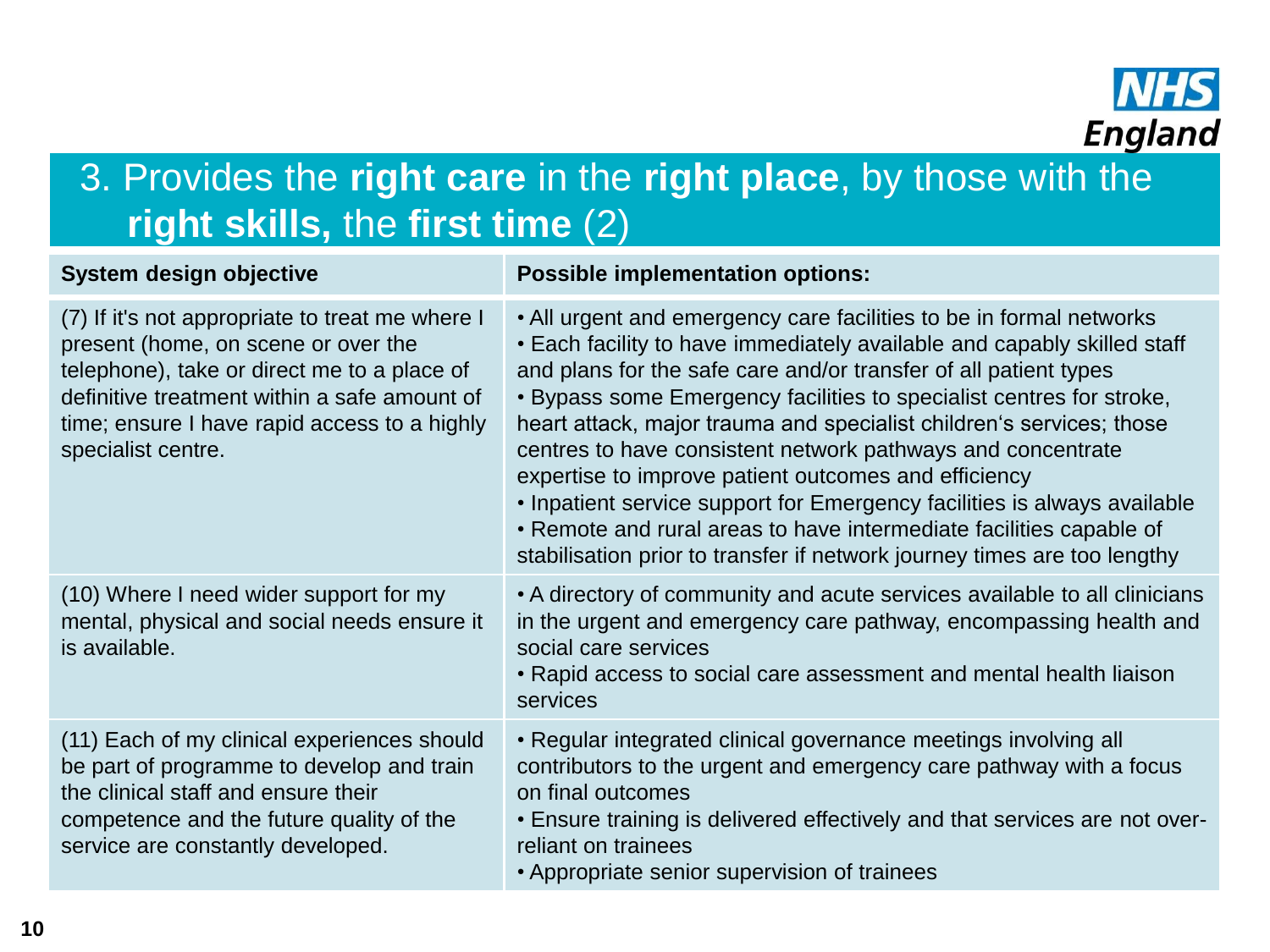## 3. Provides the **right care** in the **right place**, by those with the **right skills,** the **first time** (2)

| System design objective | Possible implementation options: |
|---|---|
| (7) If it's not appropriate to treat me where I present (home, on scene or over the telephone), take or direct me to a place of definitive treatment within a safe amount of time; ensure I have rapid access to a highly specialist centre. | • All urgent and emergency care facilities to be in formal networks<br>• Each facility to have immediately available and capably skilled staff and plans for the safe care and/or transfer of all patient types<br>• Bypass some Emergency facilities to specialist centres for stroke, heart attack, major trauma and specialist children's services; those centres to have consistent network pathways and concentrate expertise to improve patient outcomes and efficiency<br>• Inpatient service support for Emergency facilities is always available<br>• Remote and rural areas to have intermediate facilities capable of stabilisation prior to transfer if network journey times are too lengthy |
| (10) Where I need wider support for my mental, physical and social needs ensure it is available. | • A directory of community and acute services available to all clinicians in the urgent and emergency care pathway, encompassing health and social care services<br>• Rapid access to social care assessment and mental health liaison services |
| (11) Each of my clinical experiences should be part of programme to develop and train the clinical staff and ensure their competence and the future quality of the service are constantly developed. | • Regular integrated clinical governance meetings involving all contributors to the urgent and emergency care pathway with a focus on final outcomes<br>• Ensure training is delivered effectively and that services are not over-reliant on trainees<br>• Appropriate senior supervision of trainees |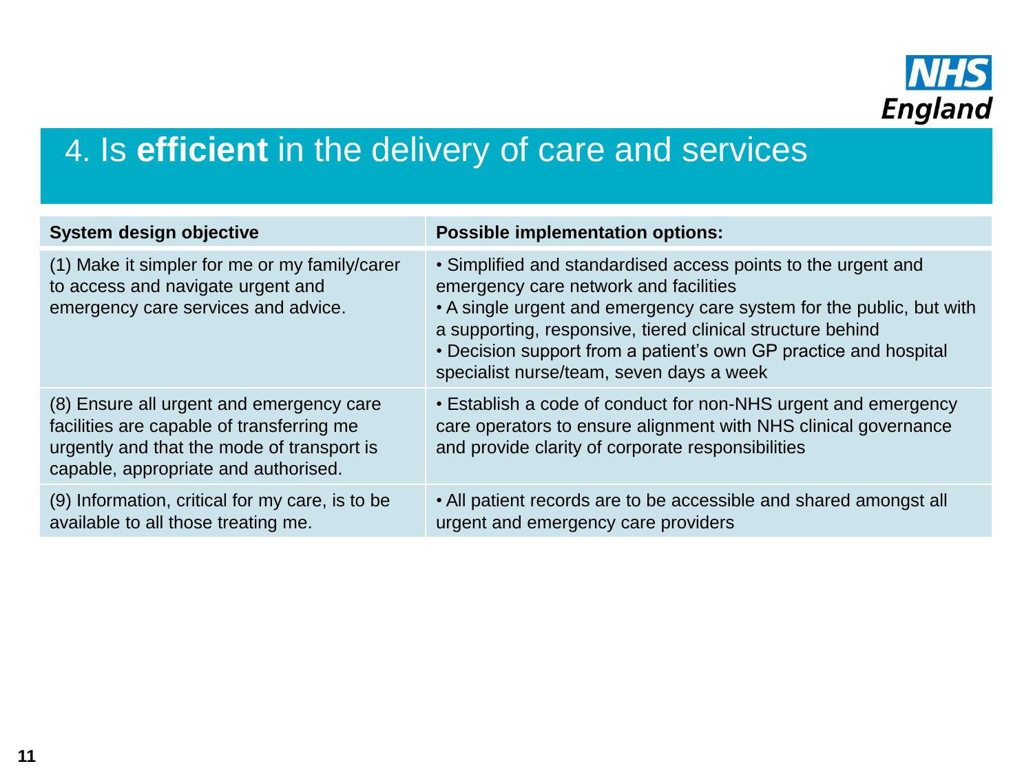# 4. Is **efficient** in the delivery of care and services

| System design objective | Possible implementation options: |
|---|---|
| (1) Make it simpler for me or my family/carer to access and navigate urgent and emergency care services and advice. | • Simplified and standardised access points to the urgent and emergency care network and facilities<br>• A single urgent and emergency care system for the public, but with a supporting, responsive, tiered clinical structure behind<br>• Decision support from a patient's own GP practice and hospital specialist nurse/team, seven days a week |
| (8) Ensure all urgent and emergency care facilities are capable of transferring me urgently and that the mode of transport is capable, appropriate and authorised. | • Establish a code of conduct for non-NHS urgent and emergency care operators to ensure alignment with NHS clinical governance and provide clarity of corporate responsibilities |
| (9) Information, critical for my care, is to be available to all those treating me. | • All patient records are to be accessible and shared amongst all urgent and emergency care providers |